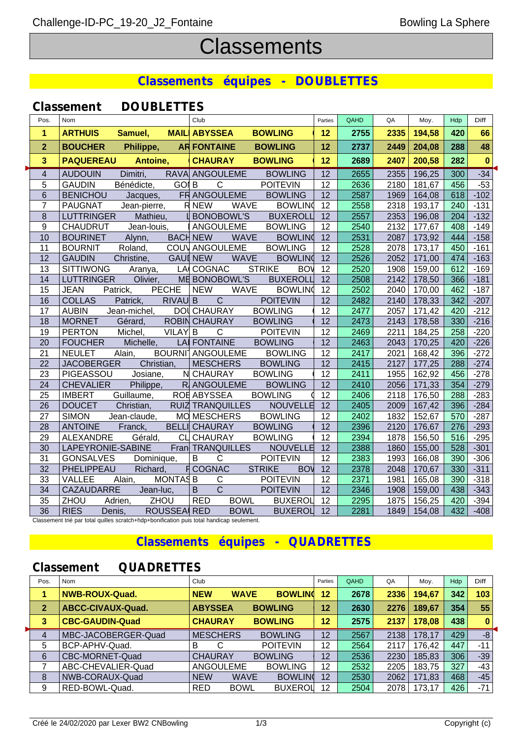Challenge-ID-PC_19-20_J2_Fontaine — Bowling La Sphere

# Classements

## Classements équipes - DOUBLETTES

### Classement DOUBLETTES

| Pos. | Nom | Club | Parties | QAHD | QA | Moy. | Hdp | Diff |
|---|---|---|---|---|---|---|---|---|
| **1** | **ARTHUIS Samuel, MAIL** | **ABYSSEA BOWLING** | **12** | **2755** | **2335** | **194,58** | **420** | **66** |
| **2** | **BOUCHER Philippe, AR** | **FONTAINE BOWLING** | **12** | **2737** | **2449** | **204,08** | **288** | **48** |
| **3** | **PAQUEREAU Antoine,** | **CHAURAY BOWLING** | **12** | **2689** | **2407** | **200,58** | **282** | **0** |
| 4 | AUDOUIN Dimitri, RAVA | ANGOULEME BOWLING | 12 | 2655 | 2355 | 196,25 | 300 | -34 |
| 5 | GAUDIN Bénédicte, GO | B C POITEVIN | 12 | 2636 | 2180 | 181,67 | 456 | -53 |
| 6 | BENICHOU Jacques, FR | ANGOULEME BOWLING | 12 | 2587 | 1969 | 164,08 | 618 | -102 |
| 7 | PAUGNAT Jean-pierre, R | NEW WAVE BOWLIN | 12 | 2558 | 2318 | 193,17 | 240 | -131 |
| 8 | LUTTRINGER Mathieu, | BONOBOWL'S BUXEROLL | 12 | 2557 | 2353 | 196,08 | 204 | -132 |
| 9 | CHAUDRUT Jean-louis, | ANGOULEME BOWLING | 12 | 2540 | 2132 | 177,67 | 408 | -149 |
| 10 | BOURINET Alynn, BACH | NEW WAVE BOWLIN | 12 | 2531 | 2087 | 173,92 | 444 | -158 |
| 11 | BOURNIT Roland, COU | ANGOULEME BOWLING | 12 | 2528 | 2078 | 173,17 | 450 | -161 |
| 12 | GAUDIN Christine, GAU | NEW WAVE BOWLIN | 12 | 2526 | 2052 | 171,00 | 474 | -163 |
| 13 | SITTIWONG Aranya, LA | COGNAC STRIKE BO | 12 | 2520 | 1908 | 159,00 | 612 | -169 |
| 14 | LUTTRINGER Olivier, ME | BONOBOWL'S BUXEROLL | 12 | 2508 | 2142 | 178,50 | 366 | -181 |
| 15 | JEAN Patrick, PECHE | NEW WAVE BOWLIN | 12 | 2502 | 2040 | 170,00 | 462 | -187 |
| 16 | COLLAS Patrick, RIVAU | B C POITEVIN | 12 | 2482 | 2140 | 178,33 | 342 | -207 |
| 17 | AUBIN Jean-michel, DO | CHAURAY BOWLING | 12 | 2477 | 2057 | 171,42 | 420 | -212 |
| 18 | MORNET Gérard, ROBIN | CHAURAY BOWLING | 12 | 2473 | 2143 | 178,58 | 330 | -216 |
| 19 | PERTON Michel, VILAY | B C POITEVIN | 12 | 2469 | 2211 | 184,25 | 258 | -220 |
| 20 | FOUCHER Michelle, LA | FONTAINE BOWLING | 12 | 2463 | 2043 | 170,25 | 420 | -226 |
| 21 | NEULET Alain, BOURNI | ANGOULEME BOWLING | 12 | 2417 | 2021 | 168,42 | 396 | -272 |
| 22 | JACOBERGER Christian, | MESCHERS BOWLING | 12 | 2415 | 2127 | 177,25 | 288 | -274 |
| 23 | PIGEASSOU Josiane, N | CHAURAY BOWLING | 12 | 2411 | 1955 | 162,92 | 456 | -278 |
| 24 | CHEVALIER Philippe, R | ANGOULEME BOWLING | 12 | 2410 | 2056 | 171,33 | 354 | -279 |
| 25 | IMBERT Guillaume, ROE | ABYSSEA BOWLING | 12 | 2406 | 2118 | 176,50 | 288 | -283 |
| 26 | DOUCET Christian, RUIZ | TRANQUILLES NOUVELLE | 12 | 2405 | 2009 | 167,42 | 396 | -284 |
| 27 | SIMON Jean-claude, MO | MESCHERS BOWLING | 12 | 2402 | 1832 | 152,67 | 570 | -287 |
| 28 | ANTOINE Franck, BELLI | CHAURAY BOWLING | 12 | 2396 | 2120 | 176,67 | 276 | -293 |
| 29 | ALEXANDRE Gérald, CL | CHAURAY BOWLING | 12 | 2394 | 1878 | 156,50 | 516 | -295 |
| 30 | LAPEYRONIE-SABINE Fran | TRANQUILLES NOUVELLE | 12 | 2388 | 1860 | 155,00 | 528 | -301 |
| 31 | GONSALVES Dominique, | B C POITEVIN | 12 | 2383 | 1993 | 166,08 | 390 | -306 |
| 32 | PHELIPPEAU Richard, F | COGNAC STRIKE BO | 12 | 2378 | 2048 | 170,67 | 330 | -311 |
| 33 | VALLEE Alain, MONTAS | B C POITEVIN | 12 | 2371 | 1981 | 165,08 | 390 | -318 |
| 34 | CAZAUDARRE Jean-luc, | B C POITEVIN | 12 | 2346 | 1908 | 159,00 | 438 | -343 |
| 35 | ZHOU Adrien, ZHOU | RED BOWL BUXEROL | 12 | 2295 | 1875 | 156,25 | 420 | -394 |
| 36 | RIES Denis, ROUSSEA | RED BOWL BUXEROL | 12 | 2281 | 1849 | 154,08 | 432 | -408 |

Classement trié par total quilles scratch+hdp+bonification puis total handicap seulement.

## Classements équipes - QUADRETTES

### Classement QUADRETTES

| Pos. | Nom | Club | Parties | QAHD | QA | Moy. | Hdp | Diff |
|---|---|---|---|---|---|---|---|---|
| **1** | **NWB-ROUX-Quad.** | **NEW WAVE BOWLIN** | **12** | **2678** | **2336** | **194,67** | **342** | **103** |
| **2** | **ABCC-CIVAUX-Quad.** | **ABYSSEA BOWLING** | **12** | **2630** | **2276** | **189,67** | **354** | **55** |
| **3** | **CBC-GAUDIN-Quad** | **CHAURAY BOWLING** | **12** | **2575** | **2137** | **178,08** | **438** | **0** |
| 4 | MBC-JACOBERGER-Quad | MESCHERS BOWLING | 12 | 2567 | 2138 | 178,17 | 429 | -8 |
| 5 | BCP-APHV-Quad. | B C POITEVIN | 12 | 2564 | 2117 | 176,42 | 447 | -11 |
| 6 | CBC-MORNET-Quad | CHAURAY BOWLING | 12 | 2536 | 2230 | 185,83 | 306 | -39 |
| 7 | ABC-CHEVALIER-Quad | ANGOULEME BOWLING | 12 | 2532 | 2205 | 183,75 | 327 | -43 |
| 8 | NWB-CORAUX-Quad | NEW WAVE BOWLIN | 12 | 2530 | 2062 | 171,83 | 468 | -45 |
| 9 | RED-BOWL-Quad. | RED BOWL BUXEROL | 12 | 2504 | 2078 | 173,17 | 426 | -71 |

Créé le 24/02/2020 par Lexer BW2 CNBowling — Copyright (c)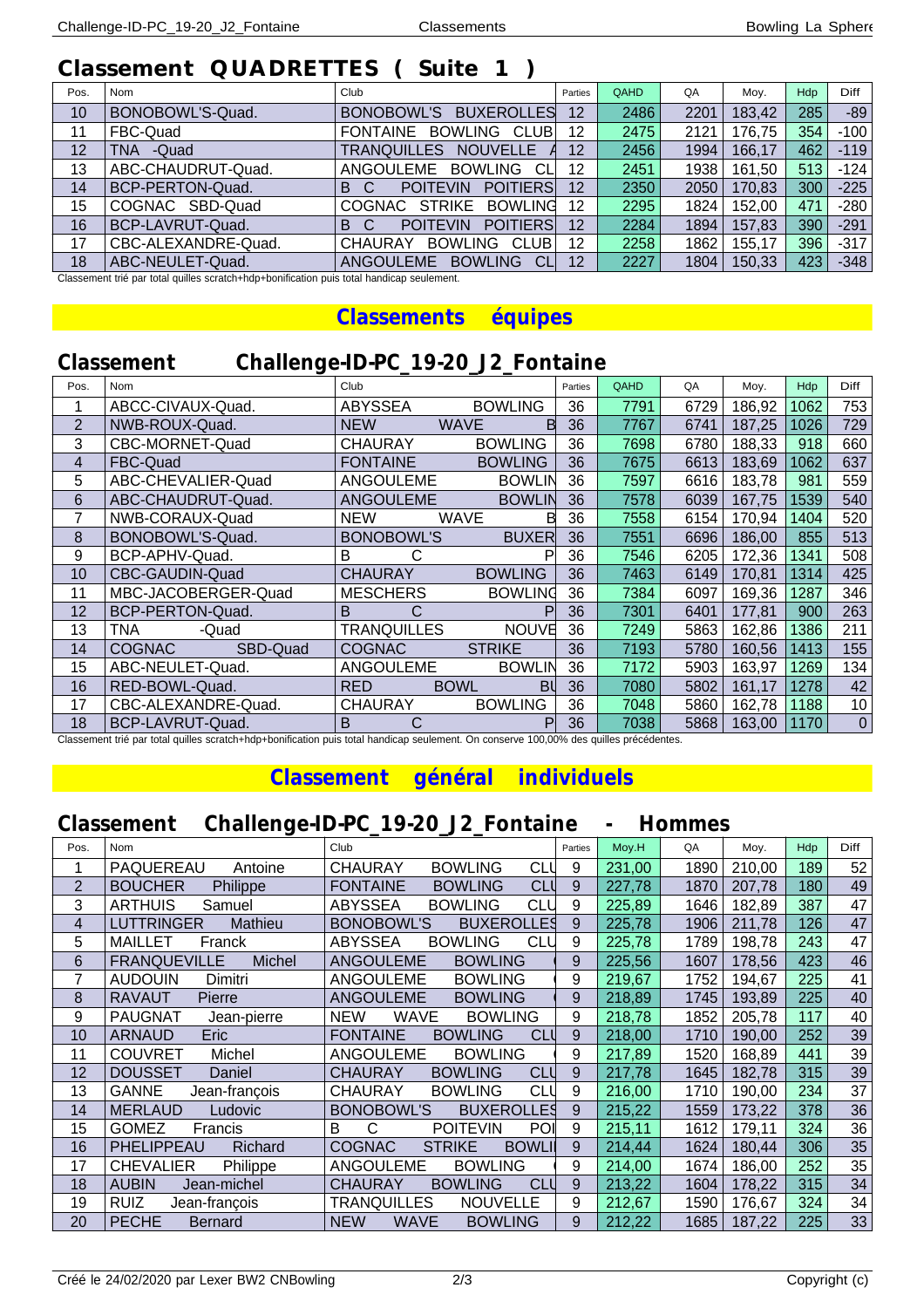## Classement QUADRETTES ( Suite 1 )

| Pos. | Nom | Club | Parties | QAHD | QA | Moy. | Hdp | Diff |
|---|---|---|---|---|---|---|---|---|
| 10 | BONOBOWL'S-Quad. | BONOBOWL'S BUXEROLLES | 12 | 2486 | 2201 | 183,42 | 285 | -89 |
| 11 | FBC-Quad | FONTAINE BOWLING CLUB | 12 | 2475 | 2121 | 176,75 | 354 | -100 |
| 12 | TNA -Quad | TRANQUILLES NOUVELLE A | 12 | 2456 | 1994 | 166,17 | 462 | -119 |
| 13 | ABC-CHAUDRUT-Quad. | ANGOULEME BOWLING CL | 12 | 2451 | 1938 | 161,50 | 513 | -124 |
| 14 | BCP-PERTON-Quad. | B C POITEVIN POITIERS | 12 | 2350 | 2050 | 170,83 | 300 | -225 |
| 15 | COGNAC SBD-Quad | COGNAC STRIKE BOWLING | 12 | 2295 | 1824 | 152,00 | 471 | -280 |
| 16 | BCP-LAVRUT-Quad. | B C POITEVIN POITIERS | 12 | 2284 | 1894 | 157,83 | 390 | -291 |
| 17 | CBC-ALEXANDRE-Quad. | CHAURAY BOWLING CLUB | 12 | 2258 | 1862 | 155,17 | 396 | -317 |
| 18 | ABC-NEULET-Quad. | ANGOULEME BOWLING CL | 12 | 2227 | 1804 | 150,33 | 423 | -348 |

Classement trié par total quilles scratch+hdp+bonification puis total handicap seulement.

## Classements équipes

## Classement Challenge-ID-PC_19-20_J2_Fontaine

| Pos. | Nom | Club | Parties | QAHD | QA | Moy. | Hdp | Diff |
|---|---|---|---|---|---|---|---|---|
| 1 | ABCC-CIVAUX-Quad. | ABYSSEA BOWLING | 36 | 7791 | 6729 | 186,92 | 1062 | 753 |
| 2 | NWB-ROUX-Quad. | NEW WAVE B | 36 | 7767 | 6741 | 187,25 | 1026 | 729 |
| 3 | CBC-MORNET-Quad | CHAURAY BOWLING | 36 | 7698 | 6780 | 188,33 | 918 | 660 |
| 4 | FBC-Quad | FONTAINE BOWLING | 36 | 7675 | 6613 | 183,69 | 1062 | 637 |
| 5 | ABC-CHEVALIER-Quad | ANGOULEME BOWLIN | 36 | 7597 | 6616 | 183,78 | 981 | 559 |
| 6 | ABC-CHAUDRUT-Quad. | ANGOULEME BOWLIN | 36 | 7578 | 6039 | 167,75 | 1539 | 540 |
| 7 | NWB-CORAUX-Quad | NEW WAVE B | 36 | 7558 | 6154 | 170,94 | 1404 | 520 |
| 8 | BONOBOWL'S-Quad. | BONOBOWL'S BUXER | 36 | 7551 | 6696 | 186,00 | 855 | 513 |
| 9 | BCP-APHV-Quad. | B C P | 36 | 7546 | 6205 | 172,36 | 1341 | 508 |
| 10 | CBC-GAUDIN-Quad | CHAURAY BOWLING | 36 | 7463 | 6149 | 170,81 | 1314 | 425 |
| 11 | MBC-JACOBERGER-Quad | MESCHERS BOWLING | 36 | 7384 | 6097 | 169,36 | 1287 | 346 |
| 12 | BCP-PERTON-Quad. | B C P | 36 | 7301 | 6401 | 177,81 | 900 | 263 |
| 13 | TNA -Quad | TRANQUILLES NOUVE | 36 | 7249 | 5863 | 162,86 | 1386 | 211 |
| 14 | COGNAC SBD-Quad | COGNAC STRIKE | 36 | 7193 | 5780 | 160,56 | 1413 | 155 |
| 15 | ABC-NEULET-Quad. | ANGOULEME BOWLIN | 36 | 7172 | 5903 | 163,97 | 1269 | 134 |
| 16 | RED-BOWL-Quad. | RED BOWL BU | 36 | 7080 | 5802 | 161,17 | 1278 | 42 |
| 17 | CBC-ALEXANDRE-Quad. | CHAURAY BOWLING | 36 | 7048 | 5860 | 162,78 | 1188 | 10 |
| 18 | BCP-LAVRUT-Quad. | B C P | 36 | 7038 | 5868 | 163,00 | 1170 | 0 |

Classement trié par total quilles scratch+hdp+bonification puis total handicap seulement. On conserve 100,00% des quilles précédentes.

## Classement général individuels

## Classement Challenge-ID-PC_19-20_J2_Fontaine - Hommes

| Pos. | Nom | Club | Parties | Moy.H | QA | Moy. | Hdp | Diff |
|---|---|---|---|---|---|---|---|---|
| 1 | PAQUEREAU Antoine | CHAURAY BOWLING CLU | 9 | 231,00 | 1890 | 210,00 | 189 | 52 |
| 2 | BOUCHER Philippe | FONTAINE BOWLING CLU | 9 | 227,78 | 1870 | 207,78 | 180 | 49 |
| 3 | ARTHUIS Samuel | ABYSSEA BOWLING CLU | 9 | 225,89 | 1646 | 182,89 | 387 | 47 |
| 4 | LUTTRINGER Mathieu | BONOBOWL'S BUXEROLLES | 9 | 225,78 | 1906 | 211,78 | 126 | 47 |
| 5 | MAILLET Franck | ABYSSEA BOWLING CLU | 9 | 225,78 | 1789 | 198,78 | 243 | 47 |
| 6 | FRANQUEVILLE Michel | ANGOULEME BOWLING | 9 | 225,56 | 1607 | 178,56 | 423 | 46 |
| 7 | AUDOUIN Dimitri | ANGOULEME BOWLING | 9 | 219,67 | 1752 | 194,67 | 225 | 41 |
| 8 | RAVAUT Pierre | ANGOULEME BOWLING | 9 | 218,89 | 1745 | 193,89 | 225 | 40 |
| 9 | PAUGNAT Jean-pierre | NEW WAVE BOWLING | 9 | 218,78 | 1852 | 205,78 | 117 | 40 |
| 10 | ARNAUD Eric | FONTAINE BOWLING CLU | 9 | 218,00 | 1710 | 190,00 | 252 | 39 |
| 11 | COUVRET Michel | ANGOULEME BOWLING | 9 | 217,89 | 1520 | 168,89 | 441 | 39 |
| 12 | DOUSSET Daniel | CHAURAY BOWLING CLU | 9 | 217,78 | 1645 | 182,78 | 315 | 39 |
| 13 | GANNE Jean-françois | CHAURAY BOWLING CLU | 9 | 216,00 | 1710 | 190,00 | 234 | 37 |
| 14 | MERLAUD Ludovic | BONOBOWL'S BUXEROLLES | 9 | 215,22 | 1559 | 173,22 | 378 | 36 |
| 15 | GOMEZ Francis | B C POITEVIN POI | 9 | 215,11 | 1612 | 179,11 | 324 | 36 |
| 16 | PHELIPPEAU Richard | COGNAC STRIKE BOWLI | 9 | 214,44 | 1624 | 180,44 | 306 | 35 |
| 17 | CHEVALIER Philippe | ANGOULEME BOWLING | 9 | 214,00 | 1674 | 186,00 | 252 | 35 |
| 18 | AUBIN Jean-michel | CHAURAY BOWLING CLU | 9 | 213,22 | 1604 | 178,22 | 315 | 34 |
| 19 | RUIZ Jean-françois | TRANQUILLES NOUVELLE | 9 | 212,67 | 1590 | 176,67 | 324 | 34 |
| 20 | PECHE Bernard | NEW WAVE BOWLING | 9 | 212,22 | 1685 | 187,22 | 225 | 33 |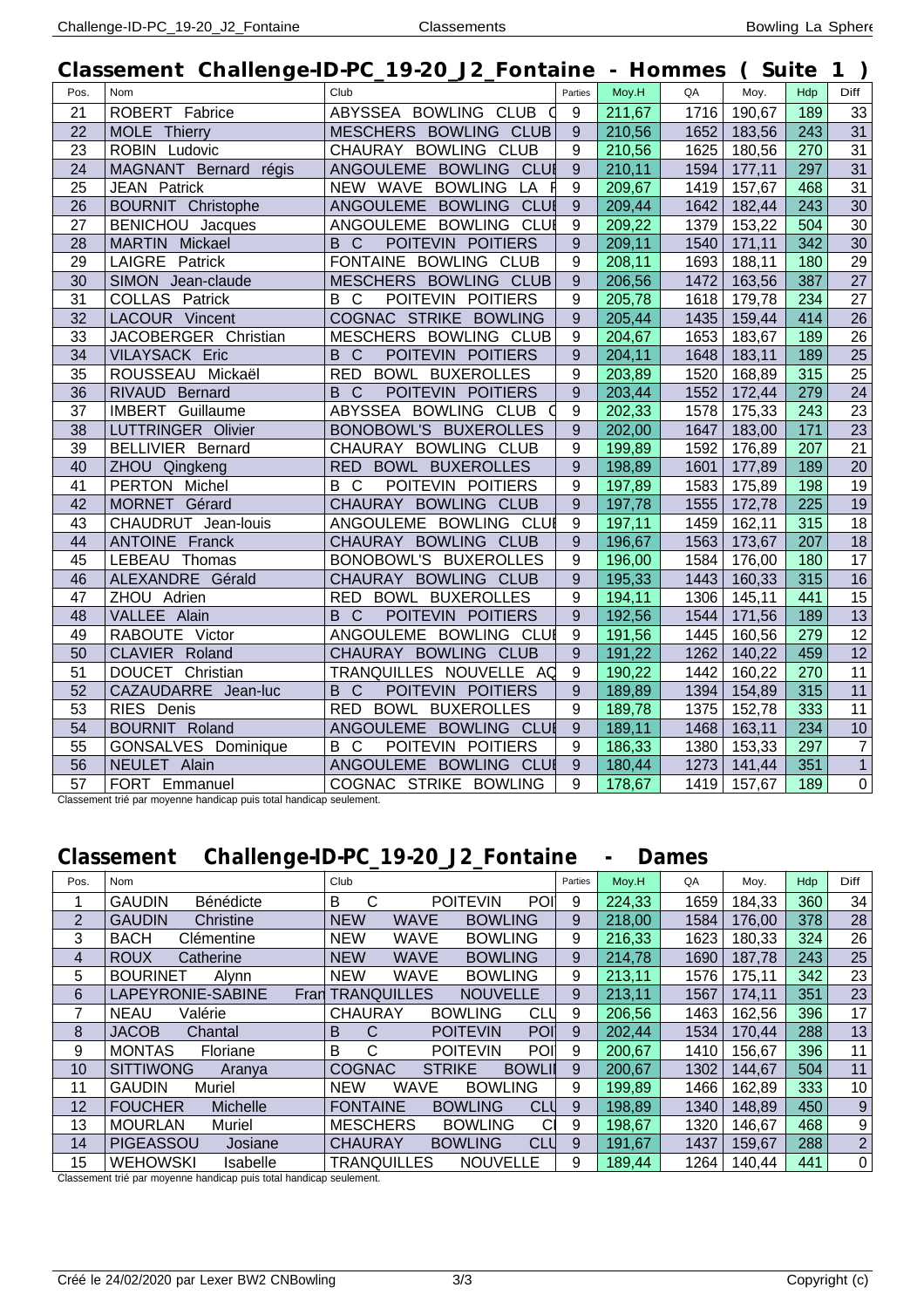## Classement Challenge-ID-PC_19-20_J2_Fontaine - Hommes ( Suite 1 )

| Pos. | Nom | Club | Parties | Moy.H | QA | Moy. | Hdp | Diff |
|---|---|---|---|---|---|---|---|---|
| 21 | ROBERT Fabrice | ABYSSEA BOWLING CLUB C | 9 | 211,67 | 1716 | 190,67 | 189 | 33 |
| 22 | MOLE Thierry | MESCHERS BOWLING CLUB | 9 | 210,56 | 1652 | 183,56 | 243 | 31 |
| 23 | ROBIN Ludovic | CHAURAY BOWLING CLUB | 9 | 210,56 | 1625 | 180,56 | 270 | 31 |
| 24 | MAGNANT Bernard régis | ANGOULEME BOWLING CLUB | 9 | 210,11 | 1594 | 177,11 | 297 | 31 |
| 25 | JEAN Patrick | NEW WAVE BOWLING LA F | 9 | 209,67 | 1419 | 157,67 | 468 | 31 |
| 26 | BOURNIT Christophe | ANGOULEME BOWLING CLUB | 9 | 209,44 | 1642 | 182,44 | 243 | 30 |
| 27 | BENICHOU Jacques | ANGOULEME BOWLING CLUB | 9 | 209,22 | 1379 | 153,22 | 504 | 30 |
| 28 | MARTIN Mickael | B C POITEVIN POITIERS | 9 | 209,11 | 1540 | 171,11 | 342 | 30 |
| 29 | LAIGRE Patrick | FONTAINE BOWLING CLUB | 9 | 208,11 | 1693 | 188,11 | 180 | 29 |
| 30 | SIMON Jean-claude | MESCHERS BOWLING CLUB | 9 | 206,56 | 1472 | 163,56 | 387 | 27 |
| 31 | COLLAS Patrick | B C POITEVIN POITIERS | 9 | 205,78 | 1618 | 179,78 | 234 | 27 |
| 32 | LACOUR Vincent | COGNAC STRIKE BOWLING | 9 | 205,44 | 1435 | 159,44 | 414 | 26 |
| 33 | JACOBERGER Christian | MESCHERS BOWLING CLUB | 9 | 204,67 | 1653 | 183,67 | 189 | 26 |
| 34 | VILAYSACK Eric | B C POITEVIN POITIERS | 9 | 204,11 | 1648 | 183,11 | 189 | 25 |
| 35 | ROUSSEAU Mickaël | RED BOWL BUXEROLLES | 9 | 203,89 | 1520 | 168,89 | 315 | 25 |
| 36 | RIVAUD Bernard | B C POITEVIN POITIERS | 9 | 203,44 | 1552 | 172,44 | 279 | 24 |
| 37 | IMBERT Guillaume | ABYSSEA BOWLING CLUB C | 9 | 202,33 | 1578 | 175,33 | 243 | 23 |
| 38 | LUTTRINGER Olivier | BONOBOWL'S BUXEROLLES | 9 | 202,00 | 1647 | 183,00 | 171 | 23 |
| 39 | BELLIVIER Bernard | CHAURAY BOWLING CLUB | 9 | 199,89 | 1592 | 176,89 | 207 | 21 |
| 40 | ZHOU Qingkeng | RED BOWL BUXEROLLES | 9 | 198,89 | 1601 | 177,89 | 189 | 20 |
| 41 | PERTON Michel | B C POITEVIN POITIERS | 9 | 197,89 | 1583 | 175,89 | 198 | 19 |
| 42 | MORNET Gérard | CHAURAY BOWLING CLUB | 9 | 197,78 | 1555 | 172,78 | 225 | 19 |
| 43 | CHAUDRUT Jean-louis | ANGOULEME BOWLING CLUB | 9 | 197,11 | 1459 | 162,11 | 315 | 18 |
| 44 | ANTOINE Franck | CHAURAY BOWLING CLUB | 9 | 196,67 | 1563 | 173,67 | 207 | 18 |
| 45 | LEBEAU Thomas | BONOBOWL'S BUXEROLLES | 9 | 196,00 | 1584 | 176,00 | 180 | 17 |
| 46 | ALEXANDRE Gérald | CHAURAY BOWLING CLUB | 9 | 195,33 | 1443 | 160,33 | 315 | 16 |
| 47 | ZHOU Adrien | RED BOWL BUXEROLLES | 9 | 194,11 | 1306 | 145,11 | 441 | 15 |
| 48 | VALLEE Alain | B C POITEVIN POITIERS | 9 | 192,56 | 1544 | 171,56 | 189 | 13 |
| 49 | RABOUTE Victor | ANGOULEME BOWLING CLUB | 9 | 191,56 | 1445 | 160,56 | 279 | 12 |
| 50 | CLAVIER Roland | CHAURAY BOWLING CLUB | 9 | 191,22 | 1262 | 140,22 | 459 | 12 |
| 51 | DOUCET Christian | TRANQUILLES NOUVELLE AQ | 9 | 190,22 | 1442 | 160,22 | 270 | 11 |
| 52 | CAZAUDARRE Jean-luc | B C POITEVIN POITIERS | 9 | 189,89 | 1394 | 154,89 | 315 | 11 |
| 53 | RIES Denis | RED BOWL BUXEROLLES | 9 | 189,78 | 1375 | 152,78 | 333 | 11 |
| 54 | BOURNIT Roland | ANGOULEME BOWLING CLUB | 9 | 189,11 | 1468 | 163,11 | 234 | 10 |
| 55 | GONSALVES Dominique | B C POITEVIN POITIERS | 9 | 186,33 | 1380 | 153,33 | 297 | 7 |
| 56 | NEULET Alain | ANGOULEME BOWLING CLUB | 9 | 180,44 | 1273 | 141,44 | 351 | 1 |
| 57 | FORT Emmanuel | COGNAC STRIKE BOWLING | 9 | 178,67 | 1419 | 157,67 | 189 | 0 |

Classement trié par moyenne handicap puis total handicap seulement.

## Classement Challenge-ID-PC_19-20_J2_Fontaine - Dames

| Pos. | Nom | Club | Parties | Moy.H | QA | Moy. | Hdp | Diff |
|---|---|---|---|---|---|---|---|---|
| 1 | GAUDIN Bénédicte | B C POITEVIN POI | 9 | 224,33 | 1659 | 184,33 | 360 | 34 |
| 2 | GAUDIN Christine | NEW WAVE BOWLING | 9 | 218,00 | 1584 | 176,00 | 378 | 28 |
| 3 | BACH Clémentine | NEW WAVE BOWLING | 9 | 216,33 | 1623 | 180,33 | 324 | 26 |
| 4 | ROUX Catherine | NEW WAVE BOWLING | 9 | 214,78 | 1690 | 187,78 | 243 | 25 |
| 5 | BOURINET Alynn | NEW WAVE BOWLING | 9 | 213,11 | 1576 | 175,11 | 342 | 23 |
| 6 | LAPEYRONIE-SABINE Fran | TRANQUILLES NOUVELLE | 9 | 213,11 | 1567 | 174,11 | 351 | 23 |
| 7 | NEAU Valérie | CHAURAY BOWLING CLU | 9 | 206,56 | 1463 | 162,56 | 396 | 17 |
| 8 | JACOB Chantal | B C POITEVIN POI | 9 | 202,44 | 1534 | 170,44 | 288 | 13 |
| 9 | MONTAS Floriane | B C POITEVIN POI | 9 | 200,67 | 1410 | 156,67 | 396 | 11 |
| 10 | SITTIWONG Aranya | COGNAC STRIKE BOWLI | 9 | 200,67 | 1302 | 144,67 | 504 | 11 |
| 11 | GAUDIN Muriel | NEW WAVE BOWLING | 9 | 199,89 | 1466 | 162,89 | 333 | 10 |
| 12 | FOUCHER Michelle | FONTAINE BOWLING CLU | 9 | 198,89 | 1340 | 148,89 | 450 | 9 |
| 13 | MOURLAN Muriel | MESCHERS BOWLING C | 9 | 198,67 | 1320 | 146,67 | 468 | 9 |
| 14 | PIGEASSOU Josiane | CHAURAY BOWLING CLU | 9 | 191,67 | 1437 | 159,67 | 288 | 2 |
| 15 | WEHOWSKI Isabelle | TRANQUILLES NOUVELLE | 9 | 189,44 | 1264 | 140,44 | 441 | 0 |

Classement trié par moyenne handicap puis total handicap seulement.